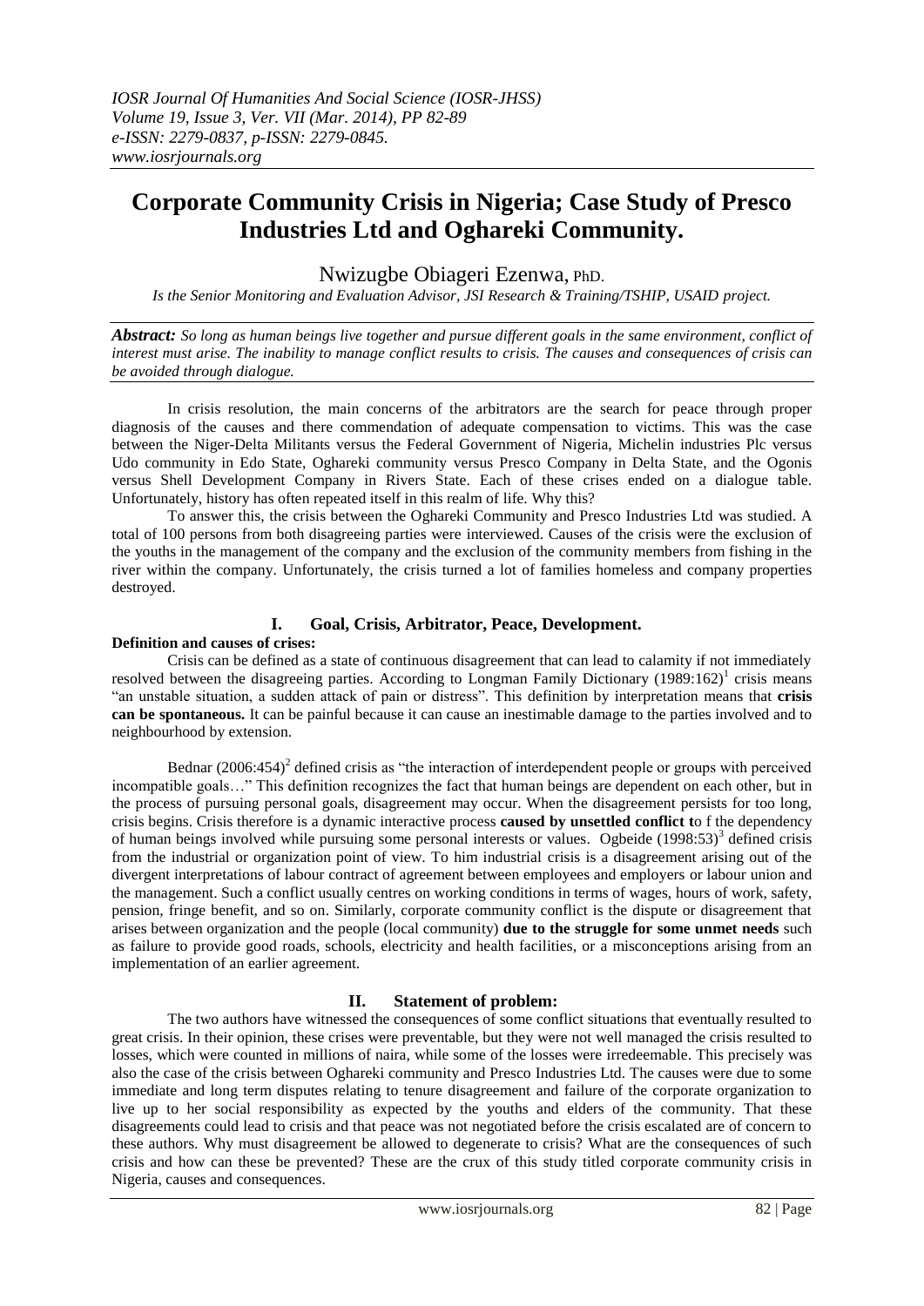# Corporate Community Crisis in Nigeria; Case Study of Presco Industries Ltd and Oghareki Community.

Nwizugbe Obiageri Ezenwa, PhD.

*Is the Senior Monitoring and Evaluation Advisor, JSI Research & Training/TSHIP, USAID project.*

***Abstract:*** *So long as human beings live together and pursue different goals in the same environment, conflict of interest must arise. The inability to manage conflict results to crisis. The causes and consequences of crisis can be avoided through dialogue.*

In crisis resolution, the main concerns of the arbitrators are the search for peace through proper diagnosis of the causes and there commendation of adequate compensation to victims. This was the case between the Niger-Delta Militants versus the Federal Government of Nigeria, Michelin industries Plc versus Udo community in Edo State, Oghareki community versus Presco Company in Delta State, and the Ogonis versus Shell Development Company in Rivers State. Each of these crises ended on a dialogue table. Unfortunately, history has often repeated itself in this realm of life. Why this?

To answer this, the crisis between the Oghareki Community and Presco Industries Ltd was studied. A total of 100 persons from both disagreeing parties were interviewed. Causes of the crisis were the exclusion of the youths in the management of the company and the exclusion of the community members from fishing in the river within the company. Unfortunately, the crisis turned a lot of families homeless and company properties destroyed.

## I. Goal, Crisis, Arbitrator, Peace, Development.

### Definition and causes of crises:

Crisis can be defined as a state of continuous disagreement that can lead to calamity if not immediately resolved between the disagreeing parties. According to Longman Family Dictionary (1989:162)[1] crisis means "an unstable situation, a sudden attack of pain or distress". This definition by interpretation means that **crisis can be spontaneous.** It can be painful because it can cause an inestimable damage to the parties involved and to neighbourhood by extension.

Bednar (2006:454)[2] defined crisis as "the interaction of interdependent people or groups with perceived incompatible goals…" This definition recognizes the fact that human beings are dependent on each other, but in the process of pursuing personal goals, disagreement may occur. When the disagreement persists for too long, crisis begins. Crisis therefore is a dynamic interactive process **caused by unsettled conflict t**o f the dependency of human beings involved while pursuing some personal interests or values. Ogbeide (1998:53)[3] defined crisis from the industrial or organization point of view. To him industrial crisis is a disagreement arising out of the divergent interpretations of labour contract of agreement between employees and employers or labour union and the management. Such a conflict usually centres on working conditions in terms of wages, hours of work, safety, pension, fringe benefit, and so on. Similarly, corporate community conflict is the dispute or disagreement that arises between organization and the people (local community) **due to the struggle for some unmet needs** such as failure to provide good roads, schools, electricity and health facilities, or a misconceptions arising from an implementation of an earlier agreement.

## II. Statement of problem:

The two authors have witnessed the consequences of some conflict situations that eventually resulted to great crisis. In their opinion, these crises were preventable, but they were not well managed the crisis resulted to losses, which were counted in millions of naira, while some of the losses were irredeemable. This precisely was also the case of the crisis between Oghareki community and Presco Industries Ltd. The causes were due to some immediate and long term disputes relating to tenure disagreement and failure of the corporate organization to live up to her social responsibility as expected by the youths and elders of the community. That these disagreements could lead to crisis and that peace was not negotiated before the crisis escalated are of concern to these authors. Why must disagreement be allowed to degenerate to crisis? What are the consequences of such crisis and how can these be prevented? These are the crux of this study titled corporate community crisis in Nigeria, causes and consequences.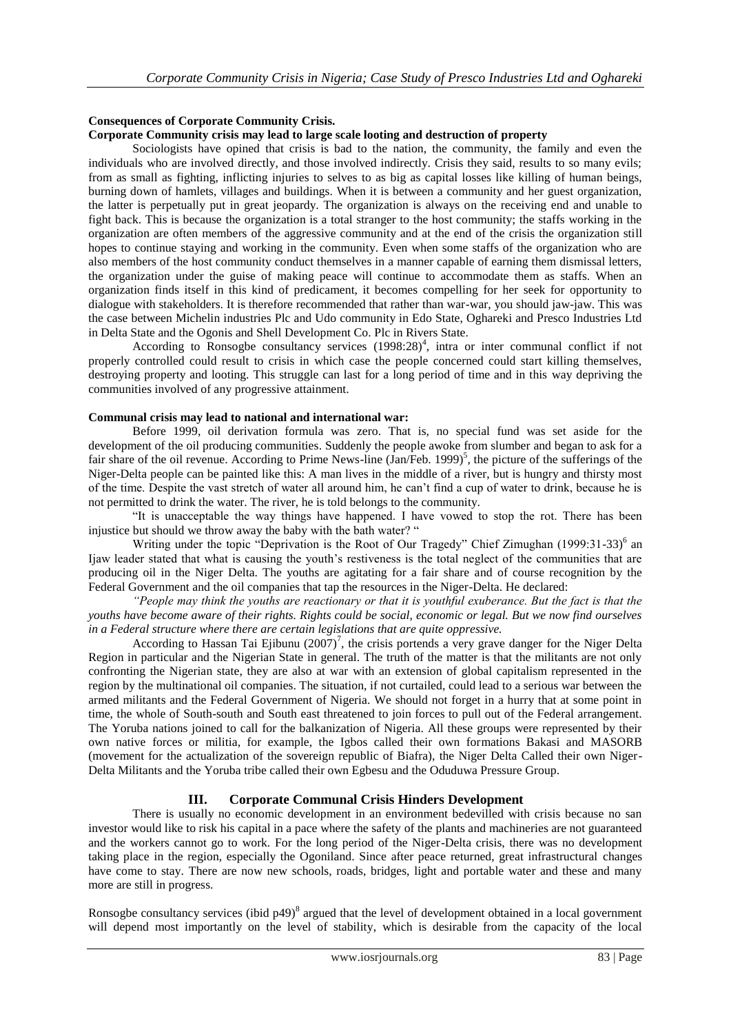**Consequences of Corporate Community Crisis.**

**Corporate Community crisis may lead to large scale looting and destruction of property**

Sociologists have opined that crisis is bad to the nation, the community, the family and even the individuals who are involved directly, and those involved indirectly. Crisis they said, results to so many evils; from as small as fighting, inflicting injuries to selves to as big as capital losses like killing of human beings, burning down of hamlets, villages and buildings. When it is between a community and her guest organization, the latter is perpetually put in great jeopardy. The organization is always on the receiving end and unable to fight back. This is because the organization is a total stranger to the host community; the staffs working in the organization are often members of the aggressive community and at the end of the crisis the organization still hopes to continue staying and working in the community. Even when some staffs of the organization who are also members of the host community conduct themselves in a manner capable of earning them dismissal letters, the organization under the guise of making peace will continue to accommodate them as staffs. When an organization finds itself in this kind of predicament, it becomes compelling for her seek for opportunity to dialogue with stakeholders. It is therefore recommended that rather than war-war, you should jaw-jaw. This was the case between Michelin industries Plc and Udo community in Edo State, Oghareki and Presco Industries Ltd in Delta State and the Ogonis and Shell Development Co. Plc in Rivers State.

According to Ronsogbe consultancy services (1998:28)[4], intra or inter communal conflict if not properly controlled could result to crisis in which case the people concerned could start killing themselves, destroying property and looting. This struggle can last for a long period of time and in this way depriving the communities involved of any progressive attainment.

**Communal crisis may lead to national and international war:**

Before 1999, oil derivation formula was zero. That is, no special fund was set aside for the development of the oil producing communities. Suddenly the people awoke from slumber and began to ask for a fair share of the oil revenue. According to Prime News-line (Jan/Feb. 1999)[5], the picture of the sufferings of the Niger-Delta people can be painted like this: A man lives in the middle of a river, but is hungry and thirsty most of the time. Despite the vast stretch of water all around him, he can't find a cup of water to drink, because he is not permitted to drink the water. The river, he is told belongs to the community.

"It is unacceptable the way things have happened. I have vowed to stop the rot. There has been injustice but should we throw away the baby with the bath water? "

Writing under the topic "Deprivation is the Root of Our Tragedy" Chief Zimughan (1999:31-33)[6] an Ijaw leader stated that what is causing the youth's restiveness is the total neglect of the communities that are producing oil in the Niger Delta. The youths are agitating for a fair share and of course recognition by the Federal Government and the oil companies that tap the resources in the Niger-Delta. He declared:

*"People may think the youths are reactionary or that it is youthful exuberance. But the fact is that the youths have become aware of their rights. Rights could be social, economic or legal. But we now find ourselves in a Federal structure where there are certain legislations that are quite oppressive.*

According to Hassan Tai Ejibunu (2007)[7], the crisis portends a very grave danger for the Niger Delta Region in particular and the Nigerian State in general. The truth of the matter is that the militants are not only confronting the Nigerian state, they are also at war with an extension of global capitalism represented in the region by the multinational oil companies. The situation, if not curtailed, could lead to a serious war between the armed militants and the Federal Government of Nigeria. We should not forget in a hurry that at some point in time, the whole of South-south and South east threatened to join forces to pull out of the Federal arrangement. The Yoruba nations joined to call for the balkanization of Nigeria. All these groups were represented by their own native forces or militia, for example, the Igbos called their own formations Bakasi and MASORB (movement for the actualization of the sovereign republic of Biafra), the Niger Delta Called their own Niger-Delta Militants and the Yoruba tribe called their own Egbesu and the Oduduwa Pressure Group.

## III. Corporate Communal Crisis Hinders Development

There is usually no economic development in an environment bedevilled with crisis because no san investor would like to risk his capital in a pace where the safety of the plants and machineries are not guaranteed and the workers cannot go to work. For the long period of the Niger-Delta crisis, there was no development taking place in the region, especially the Ogoniland. Since after peace returned, great infrastructural changes have come to stay. There are now new schools, roads, bridges, light and portable water and these and many more are still in progress.

Ronsogbe consultancy services (ibid p49)[8] argued that the level of development obtained in a local government will depend most importantly on the level of stability, which is desirable from the capacity of the local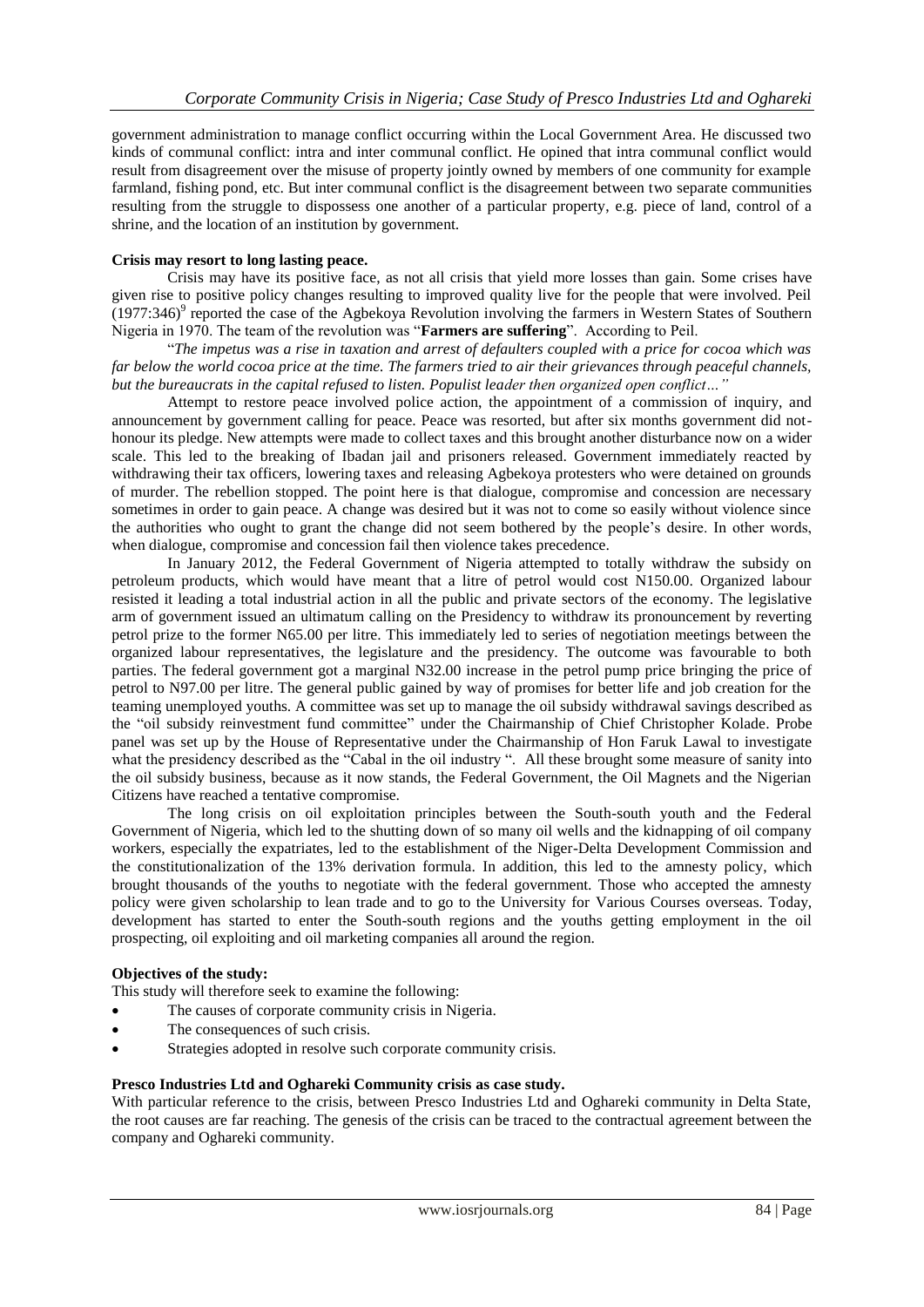government administration to manage conflict occurring within the Local Government Area. He discussed two kinds of communal conflict: intra and inter communal conflict. He opined that intra communal conflict would result from disagreement over the misuse of property jointly owned by members of one community for example farmland, fishing pond, etc. But inter communal conflict is the disagreement between two separate communities resulting from the struggle to dispossess one another of a particular property, e.g. piece of land, control of a shrine, and the location of an institution by government.

**Crisis may resort to long lasting peace.**

Crisis may have its positive face, as not all crisis that yield more losses than gain. Some crises have given rise to positive policy changes resulting to improved quality live for the people that were involved. Peil (1977:346)[9] reported the case of the Agbekoya Revolution involving the farmers in Western States of Southern Nigeria in 1970. The team of the revolution was "**Farmers are suffering**". According to Peil.

"*The impetus was a rise in taxation and arrest of defaulters coupled with a price for cocoa which was far below the world cocoa price at the time. The farmers tried to air their grievances through peaceful channels, but the bureaucrats in the capital refused to listen. Populist leader then organized open conflict…"*

Attempt to restore peace involved police action, the appointment of a commission of inquiry, and announcement by government calling for peace. Peace was resorted, but after six months government did not-honour its pledge. New attempts were made to collect taxes and this brought another disturbance now on a wider scale. This led to the breaking of Ibadan jail and prisoners released. Government immediately reacted by withdrawing their tax officers, lowering taxes and releasing Agbekoya protesters who were detained on grounds of murder. The rebellion stopped. The point here is that dialogue, compromise and concession are necessary sometimes in order to gain peace. A change was desired but it was not to come so easily without violence since the authorities who ought to grant the change did not seem bothered by the people's desire. In other words, when dialogue, compromise and concession fail then violence takes precedence.

In January 2012, the Federal Government of Nigeria attempted to totally withdraw the subsidy on petroleum products, which would have meant that a litre of petrol would cost N150.00. Organized labour resisted it leading a total industrial action in all the public and private sectors of the economy. The legislative arm of government issued an ultimatum calling on the Presidency to withdraw its pronouncement by reverting petrol prize to the former N65.00 per litre. This immediately led to series of negotiation meetings between the organized labour representatives, the legislature and the presidency. The outcome was favourable to both parties. The federal government got a marginal N32.00 increase in the petrol pump price bringing the price of petrol to N97.00 per litre. The general public gained by way of promises for better life and job creation for the teaming unemployed youths. A committee was set up to manage the oil subsidy withdrawal savings described as the "oil subsidy reinvestment fund committee" under the Chairmanship of Chief Christopher Kolade. Probe panel was set up by the House of Representative under the Chairmanship of Hon Faruk Lawal to investigate what the presidency described as the "Cabal in the oil industry ". All these brought some measure of sanity into the oil subsidy business, because as it now stands, the Federal Government, the Oil Magnets and the Nigerian Citizens have reached a tentative compromise.

The long crisis on oil exploitation principles between the South-south youth and the Federal Government of Nigeria, which led to the shutting down of so many oil wells and the kidnapping of oil company workers, especially the expatriates, led to the establishment of the Niger-Delta Development Commission and the constitutionalization of the 13% derivation formula. In addition, this led to the amnesty policy, which brought thousands of the youths to negotiate with the federal government. Those who accepted the amnesty policy were given scholarship to lean trade and to go to the University for Various Courses overseas. Today, development has started to enter the South-south regions and the youths getting employment in the oil prospecting, oil exploiting and oil marketing companies all around the region.

**Objectives of the study:**

This study will therefore seek to examine the following:

- The causes of corporate community crisis in Nigeria.
- The consequences of such crisis.
- Strategies adopted in resolve such corporate community crisis.

**Presco Industries Ltd and Oghareki Community crisis as case study.**

With particular reference to the crisis, between Presco Industries Ltd and Oghareki community in Delta State, the root causes are far reaching. The genesis of the crisis can be traced to the contractual agreement between the company and Oghareki community.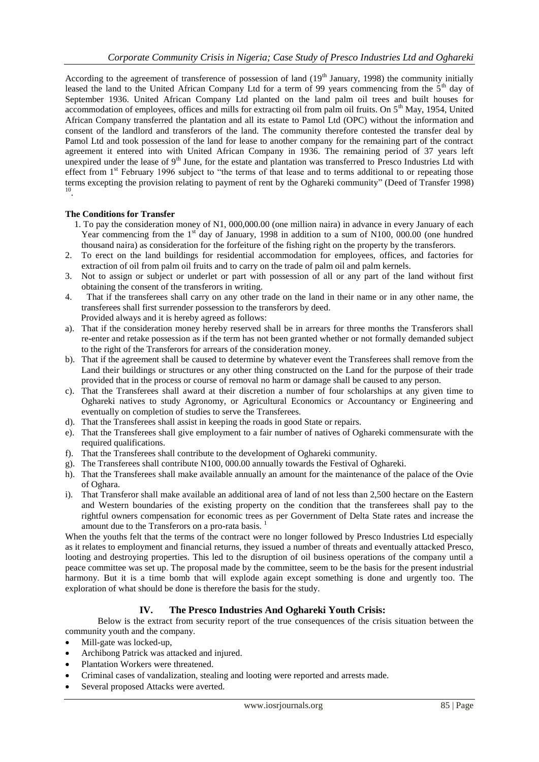According to the agreement of transference of possession of land (19th January, 1998) the community initially leased the land to the United African Company Ltd for a term of 99 years commencing from the 5th day of September 1936. United African Company Ltd planted on the land palm oil trees and built houses for accommodation of employees, offices and mills for extracting oil from palm oil fruits. On 5th May, 1954, United African Company transferred the plantation and all its estate to Pamol Ltd (OPC) without the information and consent of the landlord and transferors of the land. The community therefore contested the transfer deal by Pamol Ltd and took possession of the land for lease to another company for the remaining part of the contract agreement it entered into with United African Company in 1936. The remaining period of 37 years left unexpired under the lease of 9th June, for the estate and plantation was transferred to Presco Industries Ltd with effect from 1st February 1996 subject to "the terms of that lease and to terms additional to or repeating those terms excepting the provision relating to payment of rent by the Oghareki community" (Deed of Transfer 1998) [10].

**The Conditions for Transfer**

1. To pay the consideration money of N1, 000,000.00 (one million naira) in advance in every January of each Year commencing from the 1st day of January, 1998 in addition to a sum of N100, 000.00 (one hundred thousand naira) as consideration for the forfeiture of the fishing right on the property by the transferors.
2. To erect on the land buildings for residential accommodation for employees, offices, and factories for extraction of oil from palm oil fruits and to carry on the trade of palm oil and palm kernels.
3. Not to assign or subject or underlet or part with possession of all or any part of the land without first obtaining the consent of the transferors in writing.
4. That if the transferees shall carry on any other trade on the land in their name or in any other name, the transferees shall first surrender possession to the transferors by deed.

Provided always and it is hereby agreed as follows:

a). That if the consideration money hereby reserved shall be in arrears for three months the Transferors shall re-enter and retake possession as if the term has not been granted whether or not formally demanded subject to the right of the Transferors for arrears of the consideration money.

b). That if the agreement shall be caused to determine by whatever event the Transferees shall remove from the Land their buildings or structures or any other thing constructed on the Land for the purpose of their trade provided that in the process or course of removal no harm or damage shall be caused to any person.

c). That the Transferees shall award at their discretion a number of four scholarships at any given time to Oghareki natives to study Agronomy, or Agricultural Economics or Accountancy or Engineering and eventually on completion of studies to serve the Transferees.

d). That the Transferees shall assist in keeping the roads in good State or repairs.

e). That the Transferees shall give employment to a fair number of natives of Oghareki commensurate with the required qualifications.

f). That the Transferees shall contribute to the development of Oghareki community.

g). The Transferees shall contribute N100, 000.00 annually towards the Festival of Oghareki.

h). That the Transferees shall make available annually an amount for the maintenance of the palace of the Ovie of Oghara.

i). That Transferor shall make available an additional area of land of not less than 2,500 hectare on the Eastern and Western boundaries of the existing property on the condition that the transferees shall pay to the rightful owners compensation for economic trees as per Government of Delta State rates and increase the amount due to the Transferors on a pro-rata basis. [1]

When the youths felt that the terms of the contract were no longer followed by Presco Industries Ltd especially as it relates to employment and financial returns, they issued a number of threats and eventually attacked Presco, looting and destroying properties. This led to the disruption of oil business operations of the company until a peace committee was set up. The proposal made by the committee, seem to be the basis for the present industrial harmony. But it is a time bomb that will explode again except something is done and urgently too. The exploration of what should be done is therefore the basis for the study.

## IV. The Presco Industries And Oghareki Youth Crisis:

Below is the extract from security report of the true consequences of the crisis situation between the community youth and the company.

- Mill-gate was locked-up,
- Archibong Patrick was attacked and injured.
- Plantation Workers were threatened.
- Criminal cases of vandalization, stealing and looting were reported and arrests made.
- Several proposed Attacks were averted.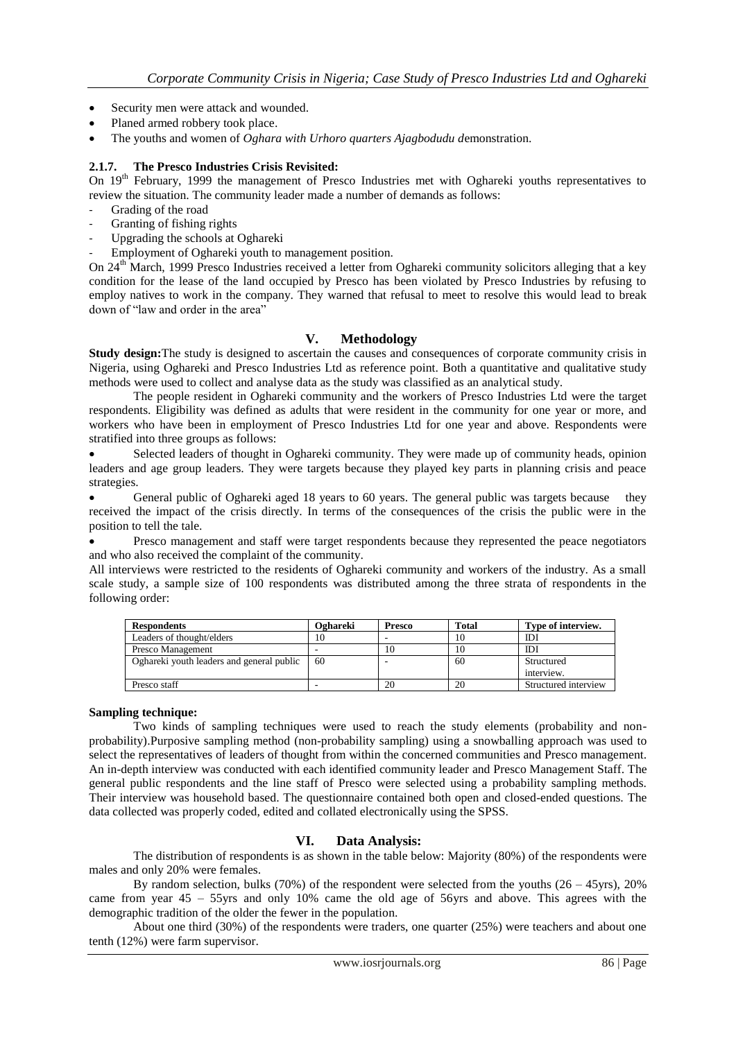- Security men were attack and wounded.
- Planed armed robbery took place.
- The youths and women of *Oghara with Urhoro quarters Ajagbodudu d*emonstration.

### 2.1.7. The Presco Industries Crisis Revisited:

On 19th February, 1999 the management of Presco Industries met with Oghareki youths representatives to review the situation. The community leader made a number of demands as follows:

- Grading of the road
- Granting of fishing rights
- Upgrading the schools at Oghareki
- Employment of Oghareki youth to management position.

On 24th March, 1999 Presco Industries received a letter from Oghareki community solicitors alleging that a key condition for the lease of the land occupied by Presco has been violated by Presco Industries by refusing to employ natives to work in the company. They warned that refusal to meet to resolve this would lead to break down of "law and order in the area"

## V. Methodology

**Study design:**The study is designed to ascertain the causes and consequences of corporate community crisis in Nigeria, using Oghareki and Presco Industries Ltd as reference point. Both a quantitative and qualitative study methods were used to collect and analyse data as the study was classified as an analytical study.

The people resident in Oghareki community and the workers of Presco Industries Ltd were the target respondents. Eligibility was defined as adults that were resident in the community for one year or more, and workers who have been in employment of Presco Industries Ltd for one year and above. Respondents were stratified into three groups as follows:

- Selected leaders of thought in Oghareki community. They were made up of community heads, opinion leaders and age group leaders. They were targets because they played key parts in planning crisis and peace strategies.
- General public of Oghareki aged 18 years to 60 years. The general public was targets because they received the impact of the crisis directly. In terms of the consequences of the crisis the public were in the position to tell the tale.
- Presco management and staff were target respondents because they represented the peace negotiators and who also received the complaint of the community.

All interviews were restricted to the residents of Oghareki community and workers of the industry. As a small scale study, a sample size of 100 respondents was distributed among the three strata of respondents in the following order:

| Respondents | Oghareki | Presco | Total | Type of interview. |
|---|---|---|---|---|
| Leaders of thought/elders | 10 | - | 10 | IDI |
| Presco Management | - | 10 | 10 | IDI |
| Oghareki youth leaders and general public | 60 | - | 60 | Structured interview. |
| Presco staff | - | 20 | 20 | Structured interview |

**Sampling technique:**

Two kinds of sampling techniques were used to reach the study elements (probability and non-probability).Purposive sampling method (non-probability sampling) using a snowballing approach was used to select the representatives of leaders of thought from within the concerned communities and Presco management. An in-depth interview was conducted with each identified community leader and Presco Management Staff. The general public respondents and the line staff of Presco were selected using a probability sampling methods. Their interview was household based. The questionnaire contained both open and closed-ended questions. The data collected was properly coded, edited and collated electronically using the SPSS.

## VI. Data Analysis:

The distribution of respondents is as shown in the table below: Majority (80%) of the respondents were males and only 20% were females.

By random selection, bulks (70%) of the respondent were selected from the youths (26 – 45yrs), 20% came from year 45 – 55yrs and only 10% came the old age of 56yrs and above. This agrees with the demographic tradition of the older the fewer in the population.

About one third (30%) of the respondents were traders, one quarter (25%) were teachers and about one tenth (12%) were farm supervisor.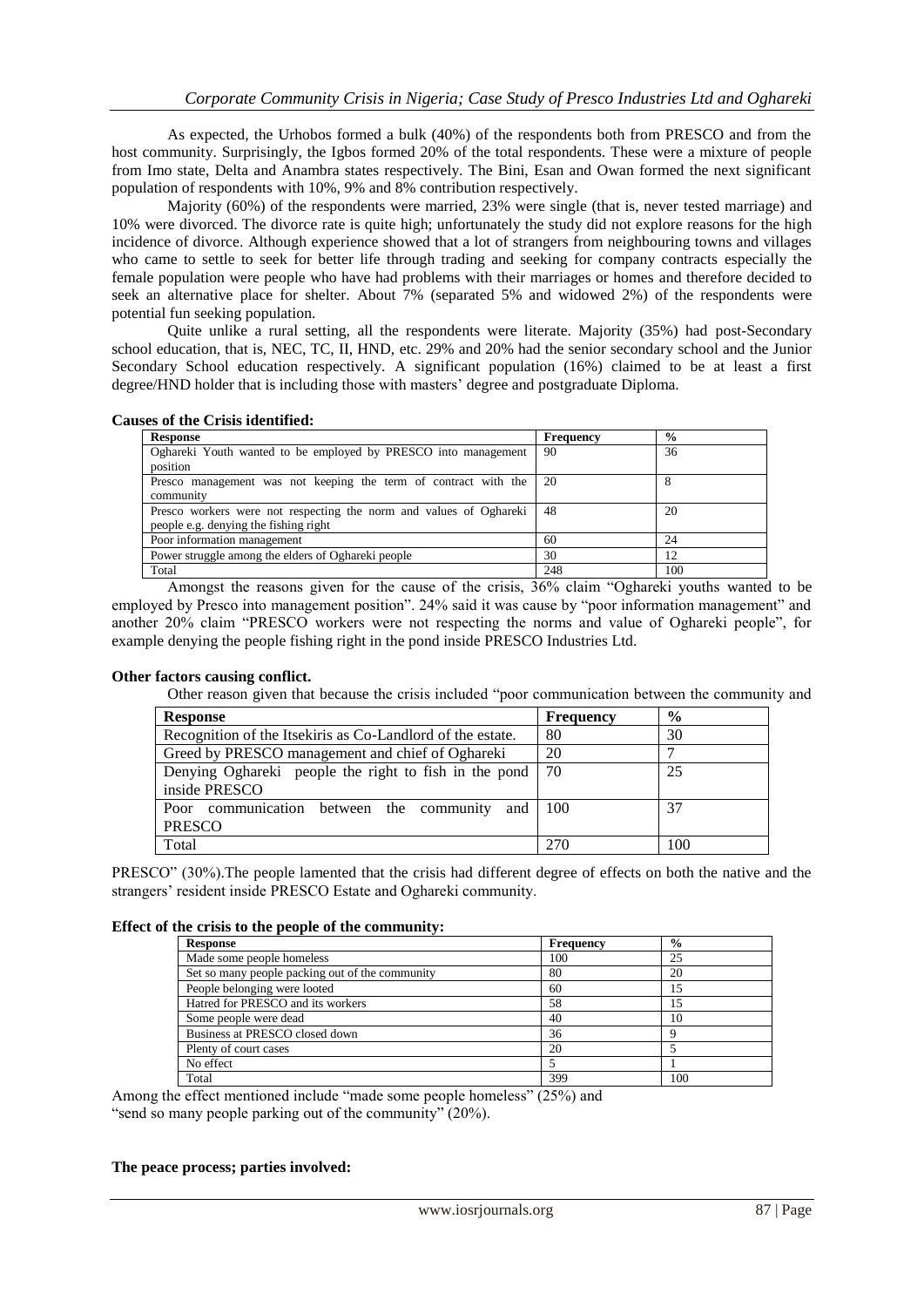As expected, the Urhobos formed a bulk (40%) of the respondents both from PRESCO and from the host community. Surprisingly, the Igbos formed 20% of the total respondents. These were a mixture of people from Imo state, Delta and Anambra states respectively. The Bini, Esan and Owan formed the next significant population of respondents with 10%, 9% and 8% contribution respectively.

Majority (60%) of the respondents were married, 23% were single (that is, never tested marriage) and 10% were divorced. The divorce rate is quite high; unfortunately the study did not explore reasons for the high incidence of divorce. Although experience showed that a lot of strangers from neighbouring towns and villages who came to settle to seek for better life through trading and seeking for company contracts especially the female population were people who have had problems with their marriages or homes and therefore decided to seek an alternative place for shelter. About 7% (separated 5% and widowed 2%) of the respondents were potential fun seeking population.

Quite unlike a rural setting, all the respondents were literate. Majority (35%) had post-Secondary school education, that is, NEC, TC, II, HND, etc. 29% and 20% had the senior secondary school and the Junior Secondary School education respectively. A significant population (16%) claimed to be at least a first degree/HND holder that is including those with masters' degree and postgraduate Diploma.

**Causes of the Crisis identified:**

| Response | Frequency | % |
|---|---|---|
| Oghareki Youth wanted to be employed by PRESCO into management position | 90 | 36 |
| Presco management was not keeping the term of contract with the community | 20 | 8 |
| Presco workers were not respecting the norm and values of Oghareki people e.g. denying the fishing right | 48 | 20 |
| Poor information management | 60 | 24 |
| Power struggle among the elders of Oghareki people | 30 | 12 |
| Total | 248 | 100 |

Amongst the reasons given for the cause of the crisis, 36% claim "Oghareki youths wanted to be employed by Presco into management position". 24% said it was cause by "poor information management" and another 20% claim "PRESCO workers were not respecting the norms and value of Oghareki people", for example denying the people fishing right in the pond inside PRESCO Industries Ltd.

**Other factors causing conflict.**

Other reason given that because the crisis included "poor communication between the community and PRESCO" (30%).The people lamented that the crisis had different degree of effects on both the native and the strangers' resident inside PRESCO Estate and Oghareki community.

| Response | Frequency | % |
|---|---|---|
| Recognition of the Itsekiris as Co-Landlord of the estate. | 80 | 30 |
| Greed by PRESCO management and chief of Oghareki | 20 | 7 |
| Denying Oghareki people the right to fish in the pond inside PRESCO | 70 | 25 |
| Poor communication between the community and PRESCO | 100 | 37 |
| Total | 270 | 100 |

**Effect of the crisis to the people of the community:**

| Response | Frequency | % |
|---|---|---|
| Made some people homeless | 100 | 25 |
| Set so many people packing out of the community | 80 | 20 |
| People belonging were looted | 60 | 15 |
| Hatred for PRESCO and its workers | 58 | 15 |
| Some people were dead | 40 | 10 |
| Business at PRESCO closed down | 36 | 9 |
| Plenty of court cases | 20 | 5 |
| No effect | 5 | 1 |
| Total | 399 | 100 |

Among the effect mentioned include "made some people homeless" (25%) and "send so many people parking out of the community" (20%).

**The peace process; parties involved:**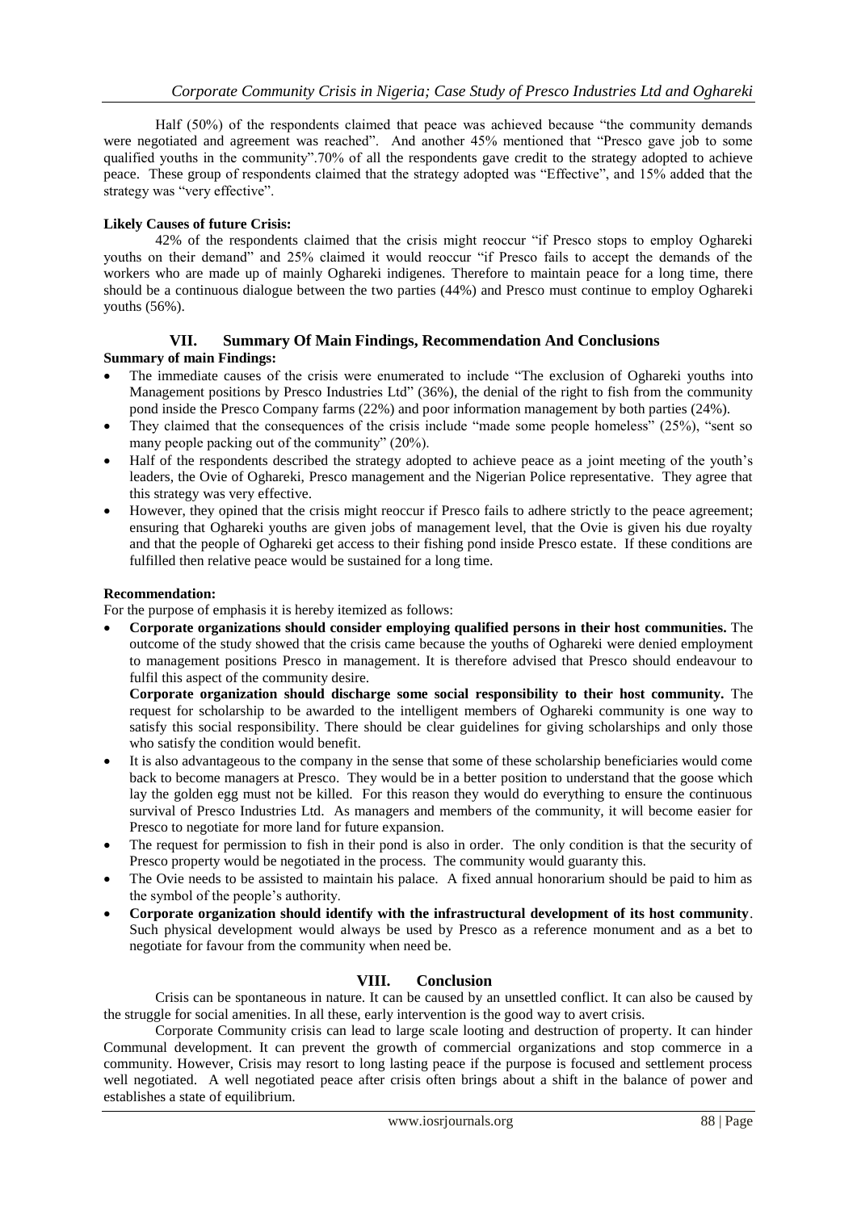Half (50%) of the respondents claimed that peace was achieved because "the community demands were negotiated and agreement was reached". And another 45% mentioned that "Presco gave job to some qualified youths in the community".70% of all the respondents gave credit to the strategy adopted to achieve peace. These group of respondents claimed that the strategy adopted was "Effective", and 15% added that the strategy was "very effective".

**Likely Causes of future Crisis:**

42% of the respondents claimed that the crisis might reoccur "if Presco stops to employ Oghareki youths on their demand" and 25% claimed it would reoccur "if Presco fails to accept the demands of the workers who are made up of mainly Oghareki indigenes. Therefore to maintain peace for a long time, there should be a continuous dialogue between the two parties (44%) and Presco must continue to employ Oghareki youths (56%).

## VII. Summary Of Main Findings, Recommendation And Conclusions

**Summary of main Findings:**

- The immediate causes of the crisis were enumerated to include "The exclusion of Oghareki youths into Management positions by Presco Industries Ltd" (36%), the denial of the right to fish from the community pond inside the Presco Company farms (22%) and poor information management by both parties (24%).
- They claimed that the consequences of the crisis include "made some people homeless" (25%), "sent so many people packing out of the community" (20%).
- Half of the respondents described the strategy adopted to achieve peace as a joint meeting of the youth's leaders, the Ovie of Oghareki, Presco management and the Nigerian Police representative. They agree that this strategy was very effective.
- However, they opined that the crisis might reoccur if Presco fails to adhere strictly to the peace agreement; ensuring that Oghareki youths are given jobs of management level, that the Ovie is given his due royalty and that the people of Oghareki get access to their fishing pond inside Presco estate. If these conditions are fulfilled then relative peace would be sustained for a long time.

**Recommendation:**

For the purpose of emphasis it is hereby itemized as follows:

- **Corporate organizations should consider employing qualified persons in their host communities.** The outcome of the study showed that the crisis came because the youths of Oghareki were denied employment to management positions Presco in management. It is therefore advised that Presco should endeavour to fulfil this aspect of the community desire.

  **Corporate organization should discharge some social responsibility to their host community.** The request for scholarship to be awarded to the intelligent members of Oghareki community is one way to satisfy this social responsibility. There should be clear guidelines for giving scholarships and only those who satisfy the condition would benefit.
- It is also advantageous to the company in the sense that some of these scholarship beneficiaries would come back to become managers at Presco. They would be in a better position to understand that the goose which lay the golden egg must not be killed. For this reason they would do everything to ensure the continuous survival of Presco Industries Ltd. As managers and members of the community, it will become easier for Presco to negotiate for more land for future expansion.
- The request for permission to fish in their pond is also in order. The only condition is that the security of Presco property would be negotiated in the process. The community would guaranty this.
- The Ovie needs to be assisted to maintain his palace. A fixed annual honorarium should be paid to him as the symbol of the people's authority.
- **Corporate organization should identify with the infrastructural development of its host community**. Such physical development would always be used by Presco as a reference monument and as a bet to negotiate for favour from the community when need be.

## VIII. Conclusion

Crisis can be spontaneous in nature. It can be caused by an unsettled conflict. It can also be caused by the struggle for social amenities. In all these, early intervention is the good way to avert crisis.

Corporate Community crisis can lead to large scale looting and destruction of property. It can hinder Communal development. It can prevent the growth of commercial organizations and stop commerce in a community. However, Crisis may resort to long lasting peace if the purpose is focused and settlement process well negotiated. A well negotiated peace after crisis often brings about a shift in the balance of power and establishes a state of equilibrium.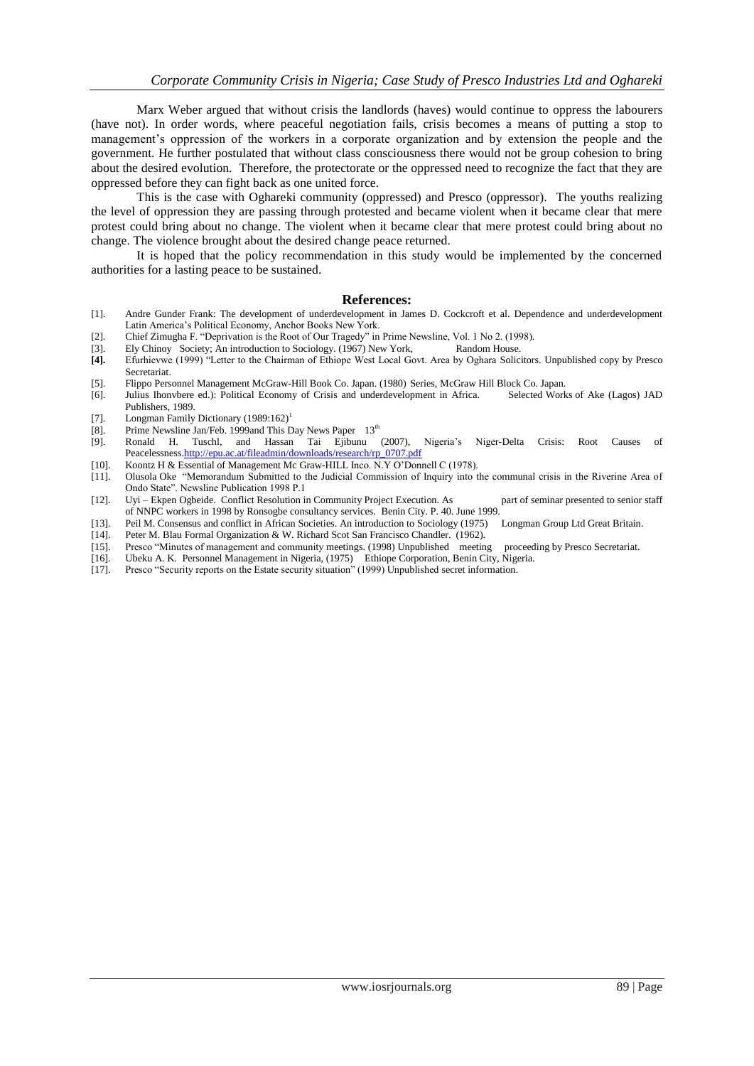Marx Weber argued that without crisis the landlords (haves) would continue to oppress the labourers (have not). In order words, where peaceful negotiation fails, crisis becomes a means of putting a stop to management's oppression of the workers in a corporate organization and by extension the people and the government. He further postulated that without class consciousness there would not be group cohesion to bring about the desired evolution. Therefore, the protectorate or the oppressed need to recognize the fact that they are oppressed before they can fight back as one united force.

This is the case with Oghareki community (oppressed) and Presco (oppressor). The youths realizing the level of oppression they are passing through protested and became violent when it became clear that mere protest could bring about no change. The violent when it became clear that mere protest could bring about no change. The violence brought about the desired change peace returned.

It is hoped that the policy recommendation in this study would be implemented by the concerned authorities for a lasting peace to be sustained.

## References:

[1]. Andre Gunder Frank: The development of underdevelopment in James D. Cockcroft et al. Dependence and underdevelopment Latin America's Political Economy, Anchor Books New York.

[2]. Chief Zimugha F. "Deprivation is the Root of Our Tragedy" in Prime Newsline, Vol. 1 No 2. (1998).

[3]. Ely Chinoy Society; An introduction to Sociology. (1967) New York, Random House.

**[4].** Efurhievwe (1999) "Letter to the Chairman of Ethiope West Local Govt. Area by Oghara Solicitors. Unpublished copy by Presco Secretariat.

[5]. Flippo Personnel Management McGraw-Hill Book Co. Japan. (1980) Series, McGraw Hill Block Co. Japan.

[6]. Julius Ihonvbere ed.): Political Economy of Crisis and underdevelopment in Africa. Selected Works of Ake (Lagos) JAD Publishers, 1989.

[7]. Longman Family Dictionary (1989:162)[1]

[8]. Prime Newsline Jan/Feb. 1999and This Day News Paper 13th

[9]. Ronald H. Tuschl, and Hassan Tai Ejibunu (2007), Nigeria's Niger-Delta Crisis: Root Causes of Peacelessness.http://epu.ac.at/fileadmin/downloads/research/rp_0707.pdf

[10]. Koontz H & Essential of Management Mc Graw-HILL Inco. N.Y O'Donnell C (1978).

[11]. Olusola Oke "Memorandum Submitted to the Judicial Commission of Inquiry into the communal crisis in the Riverine Area of Ondo State". Newsline Publication 1998 P.1

[12]. Uyi – Ekpen Ogbeide. Conflict Resolution in Community Project Execution. As part of seminar presented to senior staff of NNPC workers in 1998 by Ronsogbe consultancy services. Benin City. P. 40. June 1999.

[13]. Peil M. Consensus and conflict in African Societies. An introduction to Sociology (1975) Longman Group Ltd Great Britain.

[14]. Peter M. Blau Formal Organization & W. Richard Scot San Francisco Chandler. (1962).

[15]. Presco "Minutes of management and community meetings. (1998) Unpublished meeting proceeding by Presco Secretariat.

[16]. Ubeku A. K. Personnel Management in Nigeria, (1975) Ethiope Corporation, Benin City, Nigeria.

[17]. Presco "Security reports on the Estate security situation" (1999) Unpublished secret information.